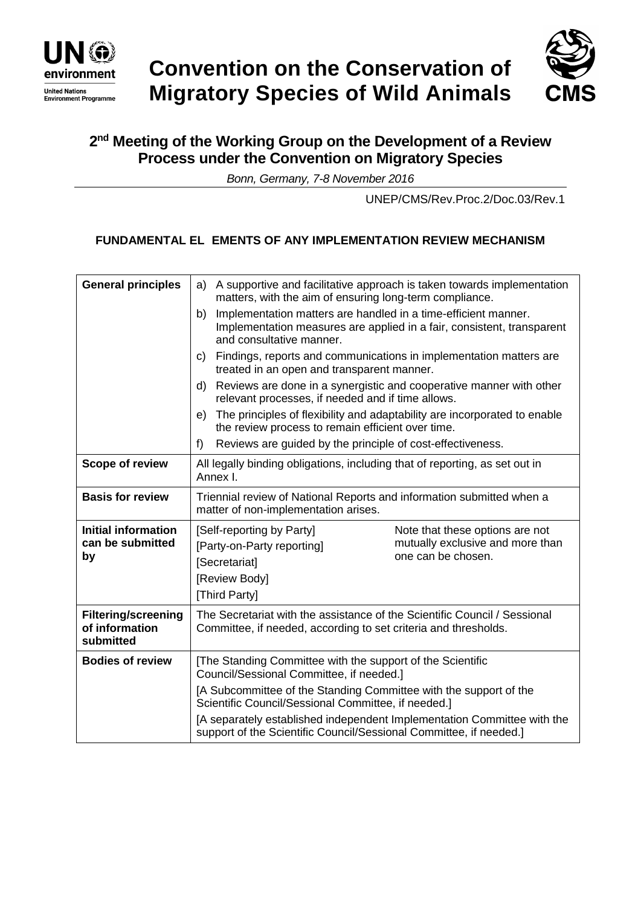# Convention on the Conservation of Migratory Species of Wild Animals

## 2nd Meeting of the Working Group on the Development of a Review Process under the Convention on Migratory Species

*Bonn, Germany, 7-8 November 2016*

UNEP/CMS/Rev.Proc.2/Doc.03/Rev.1

### FUNDAMENTAL EL EMENTS OF ANY IMPLEMENTATION REVIEW MECHANISM

| | | |
|---|---|---|
| **General principles** | a) A supportive and facilitative approach is taken towards implementation matters, with the aim of ensuring long-term compliance.<br>b) Implementation matters are handled in a time-efficient manner. Implementation measures are applied in a fair, consistent, transparent and consultative manner.<br>c) Findings, reports and communications in implementation matters are treated in an open and transparent manner.<br>d) Reviews are done in a synergistic and cooperative manner with other relevant processes, if needed and if time allows.<br>e) The principles of flexibility and adaptability are incorporated to enable the review process to remain efficient over time.<br>f) Reviews are guided by the principle of cost-effectiveness. | |
| **Scope of review** | All legally binding obligations, including that of reporting, as set out in Annex I. | |
| **Basis for review** | Triennial review of National Reports and information submitted when a matter of non-implementation arises. | |
| **Initial information can be submitted by** | [Self-reporting by Party]<br>[Party-on-Party reporting]<br>[Secretariat]<br>[Review Body]<br>[Third Party] | Note that these options are not mutually exclusive and more than one can be chosen. |
| **Filtering/screening of information submitted** | The Secretariat with the assistance of the Scientific Council / Sessional Committee, if needed, according to set criteria and thresholds. | |
| **Bodies of review** | [The Standing Committee with the support of the Scientific Council/Sessional Committee, if needed.]<br>[A Subcommittee of the Standing Committee with the support of the Scientific Council/Sessional Committee, if needed.]<br>[A separately established independent Implementation Committee with the support of the Scientific Council/Sessional Committee, if needed.] | |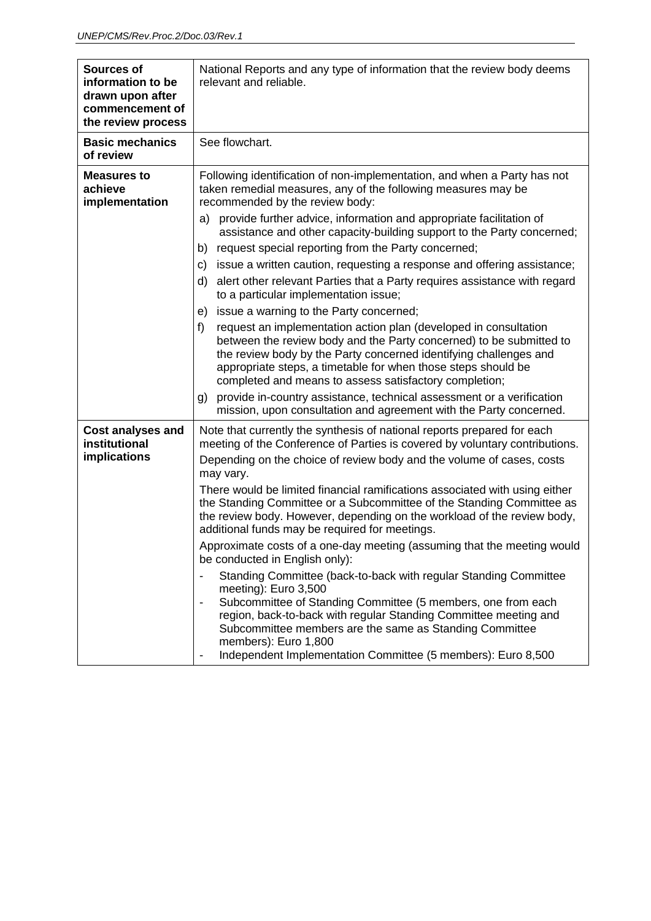| | |
|---|---|
| **Sources of information to be drawn upon after commencement of the review process** | National Reports and any type of information that the review body deems relevant and reliable. |
| **Basic mechanics of review** | See flowchart. |
| **Measures to achieve implementation** | Following identification of non-implementation, and when a Party has not taken remedial measures, any of the following measures may be recommended by the review body:<br>a) provide further advice, information and appropriate facilitation of assistance and other capacity-building support to the Party concerned;<br>b) request special reporting from the Party concerned;<br>c) issue a written caution, requesting a response and offering assistance;<br>d) alert other relevant Parties that a Party requires assistance with regard to a particular implementation issue;<br>e) issue a warning to the Party concerned;<br>f) request an implementation action plan (developed in consultation between the review body and the Party concerned) to be submitted to the review body by the Party concerned identifying challenges and appropriate steps, a timetable for when those steps should be completed and means to assess satisfactory completion;<br>g) provide in-country assistance, technical assessment or a verification mission, upon consultation and agreement with the Party concerned. |
| **Cost analyses and institutional implications** | Note that currently the synthesis of national reports prepared for each meeting of the Conference of Parties is covered by voluntary contributions.<br>Depending on the choice of review body and the volume of cases, costs may vary.<br>There would be limited financial ramifications associated with using either the Standing Committee or a Subcommittee of the Standing Committee as the review body. However, depending on the workload of the review body, additional funds may be required for meetings.<br>Approximate costs of a one-day meeting (assuming that the meeting would be conducted in English only):<br>- Standing Committee (back-to-back with regular Standing Committee meeting): Euro 3,500<br>- Subcommittee of Standing Committee (5 members, one from each region, back-to-back with regular Standing Committee meeting and Subcommittee members are the same as Standing Committee members): Euro 1,800<br>- Independent Implementation Committee (5 members): Euro 8,500 |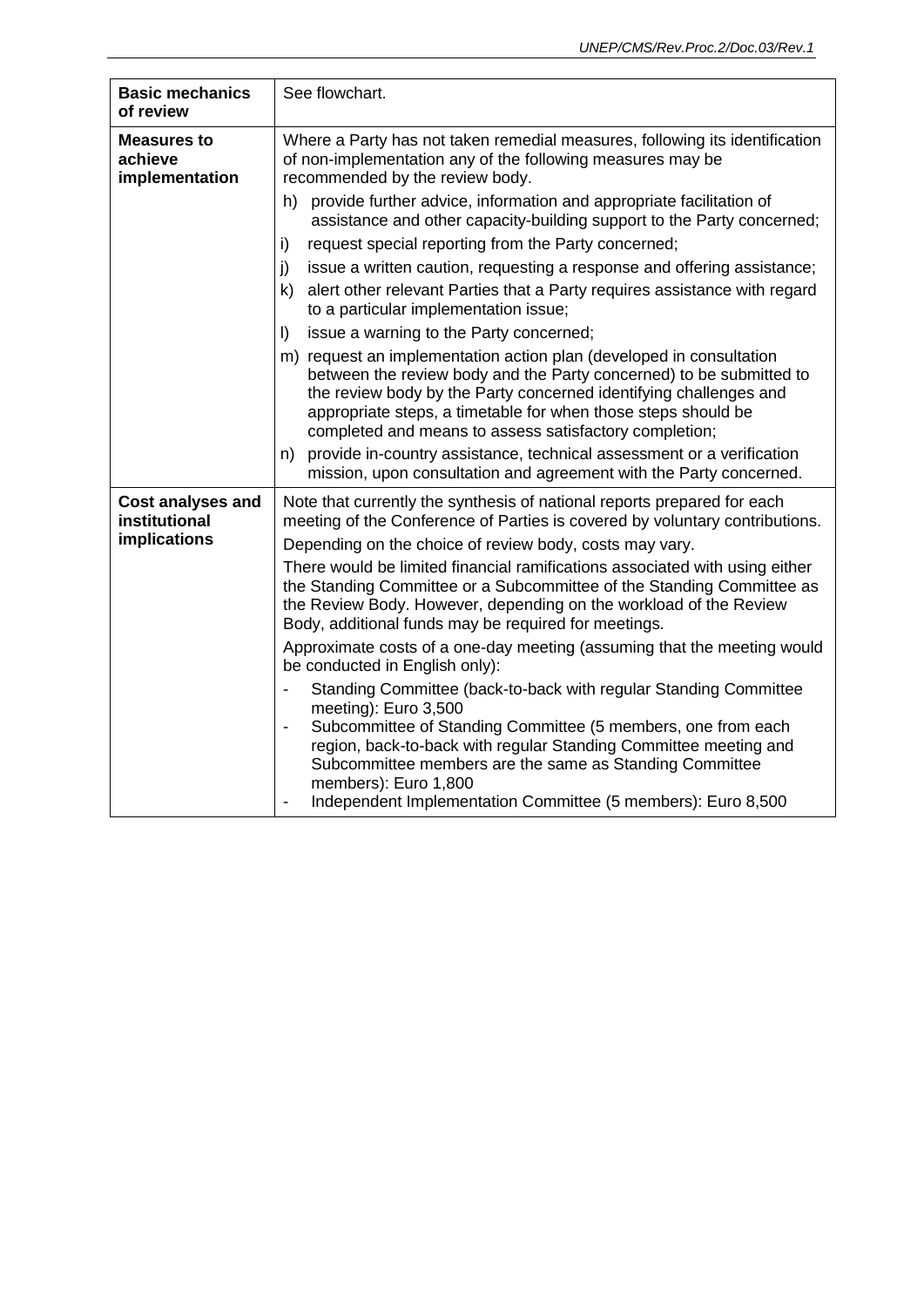| | |
|---|---|
| **Basic mechanics of review** | See flowchart. |
| **Measures to achieve implementation** | Where a Party has not taken remedial measures, following its identification of non-implementation any of the following measures may be recommended by the review body.<br>h) provide further advice, information and appropriate facilitation of assistance and other capacity-building support to the Party concerned;<br>i) request special reporting from the Party concerned;<br>j) issue a written caution, requesting a response and offering assistance;<br>k) alert other relevant Parties that a Party requires assistance with regard to a particular implementation issue;<br>l) issue a warning to the Party concerned;<br>m) request an implementation action plan (developed in consultation between the review body and the Party concerned) to be submitted to the review body by the Party concerned identifying challenges and appropriate steps, a timetable for when those steps should be completed and means to assess satisfactory completion;<br>n) provide in-country assistance, technical assessment or a verification mission, upon consultation and agreement with the Party concerned. |
| **Cost analyses and institutional implications** | Note that currently the synthesis of national reports prepared for each meeting of the Conference of Parties is covered by voluntary contributions.<br>Depending on the choice of review body, costs may vary.<br>There would be limited financial ramifications associated with using either the Standing Committee or a Subcommittee of the Standing Committee as the Review Body. However, depending on the workload of the Review Body, additional funds may be required for meetings.<br>Approximate costs of a one-day meeting (assuming that the meeting would be conducted in English only):<br>- Standing Committee (back-to-back with regular Standing Committee meeting): Euro 3,500<br>- Subcommittee of Standing Committee (5 members, one from each region, back-to-back with regular Standing Committee meeting and Subcommittee members are the same as Standing Committee members): Euro 1,800<br>- Independent Implementation Committee (5 members): Euro 8,500 |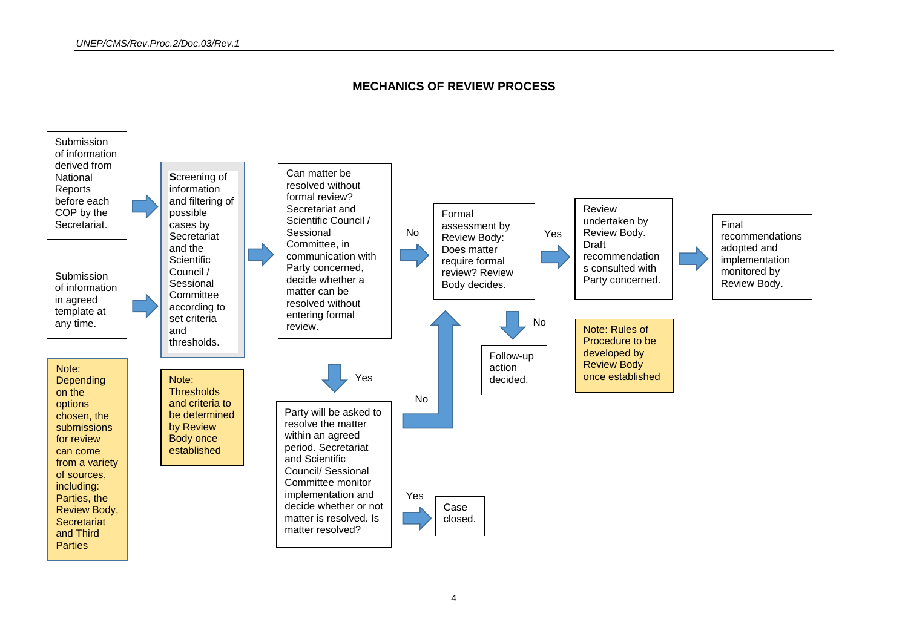## MECHANICS OF REVIEW PROCESS

Submission of information derived from National Reports before each COP by the Secretariat.

Submission of information in agreed template at any time.

Note: Depending on the options chosen, the submissions for review can come from a variety of sources, including: Parties, the Review Body, Secretariat and Third Parties

**S**creening of information and filtering of possible cases by Secretariat and the Scientific Council / Sessional Committee according to set criteria and thresholds.

Note: Thresholds and criteria to be determined by Review Body once established

Can matter be resolved without formal review? Secretariat and Scientific Council / Sessional Committee, in communication with Party concerned, decide whether a matter can be resolved without entering formal review.

Yes

Party will be asked to resolve the matter within an agreed period. Secretariat and Scientific Council/ Sessional Committee monitor implementation and decide whether or not matter is resolved. Is matter resolved?

Yes

Case closed.

No

No

Formal assessment by Review Body: Does matter require formal review? Review Body decides.

No

Follow-up action decided.

Yes

Review undertaken by Review Body. Draft recommendations consulted with Party concerned.

Note: Rules of Procedure to be developed by Review Body once established

Final recommendations adopted and implementation monitored by Review Body.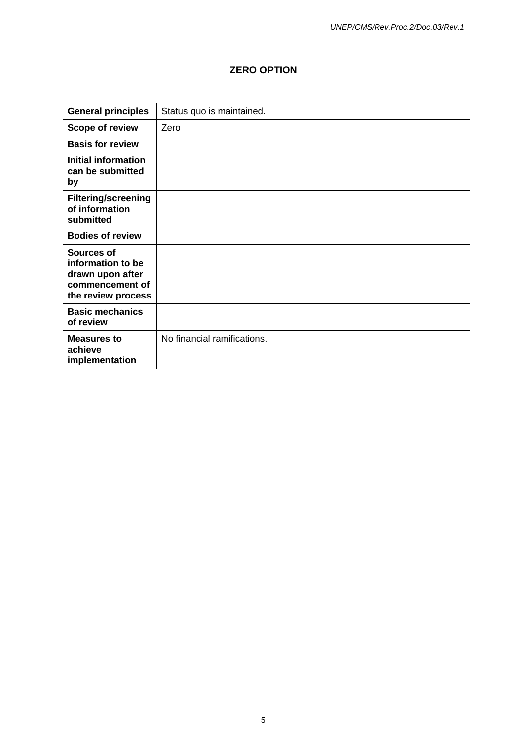## ZERO OPTION

| | |
|---|---|
| **General principles** | Status quo is maintained. |
| **Scope of review** | Zero |
| **Basis for review** | |
| **Initial information can be submitted by** | |
| **Filtering/screening of information submitted** | |
| **Bodies of review** | |
| **Sources of information to be drawn upon after commencement of the review process** | |
| **Basic mechanics of review** | |
| **Measures to achieve implementation** | No financial ramifications. |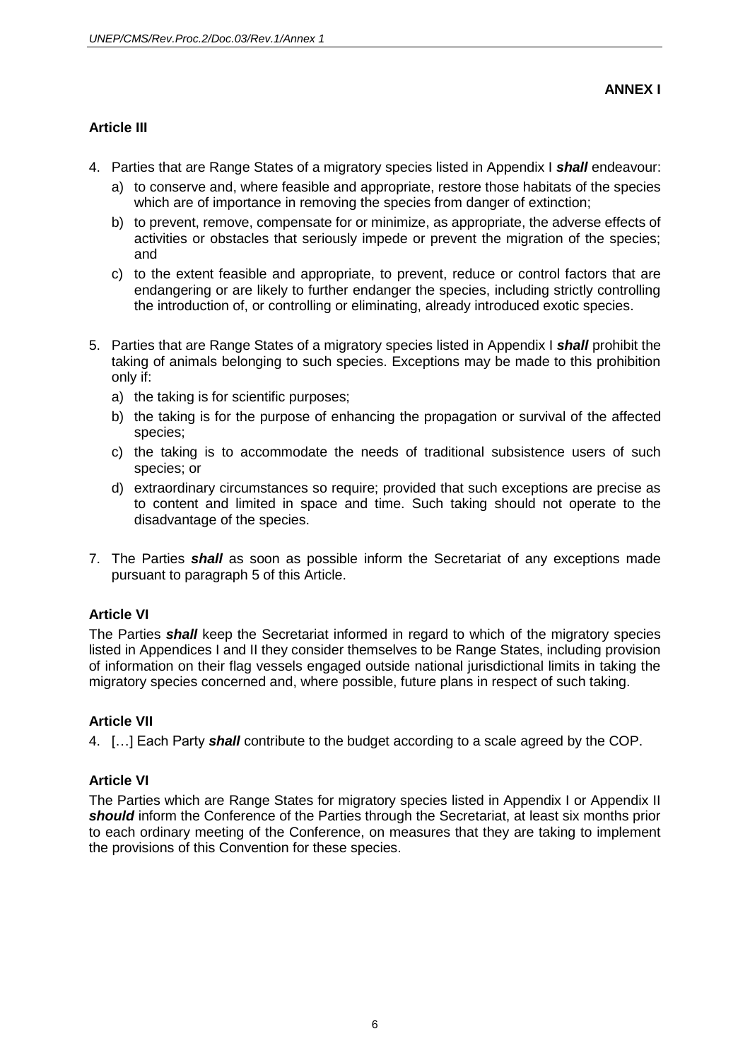**ANNEX I**

**Article III**

4. Parties that are Range States of a migratory species listed in Appendix I ***shall*** endeavour:
   a) to conserve and, where feasible and appropriate, restore those habitats of the species which are of importance in removing the species from danger of extinction;
   b) to prevent, remove, compensate for or minimize, as appropriate, the adverse effects of activities or obstacles that seriously impede or prevent the migration of the species; and
   c) to the extent feasible and appropriate, to prevent, reduce or control factors that are endangering or are likely to further endanger the species, including strictly controlling the introduction of, or controlling or eliminating, already introduced exotic species.

5. Parties that are Range States of a migratory species listed in Appendix I ***shall*** prohibit the taking of animals belonging to such species. Exceptions may be made to this prohibition only if:
   a) the taking is for scientific purposes;
   b) the taking is for the purpose of enhancing the propagation or survival of the affected species;
   c) the taking is to accommodate the needs of traditional subsistence users of such species; or
   d) extraordinary circumstances so require; provided that such exceptions are precise as to content and limited in space and time. Such taking should not operate to the disadvantage of the species.

7. The Parties ***shall*** as soon as possible inform the Secretariat of any exceptions made pursuant to paragraph 5 of this Article.

**Article VI**

The Parties ***shall*** keep the Secretariat informed in regard to which of the migratory species listed in Appendices I and II they consider themselves to be Range States, including provision of information on their flag vessels engaged outside national jurisdictional limits in taking the migratory species concerned and, where possible, future plans in respect of such taking.

**Article VII**

4. […] Each Party ***shall*** contribute to the budget according to a scale agreed by the COP.

**Article VI**

The Parties which are Range States for migratory species listed in Appendix I or Appendix II ***should*** inform the Conference of the Parties through the Secretariat, at least six months prior to each ordinary meeting of the Conference, on measures that they are taking to implement the provisions of this Convention for these species.